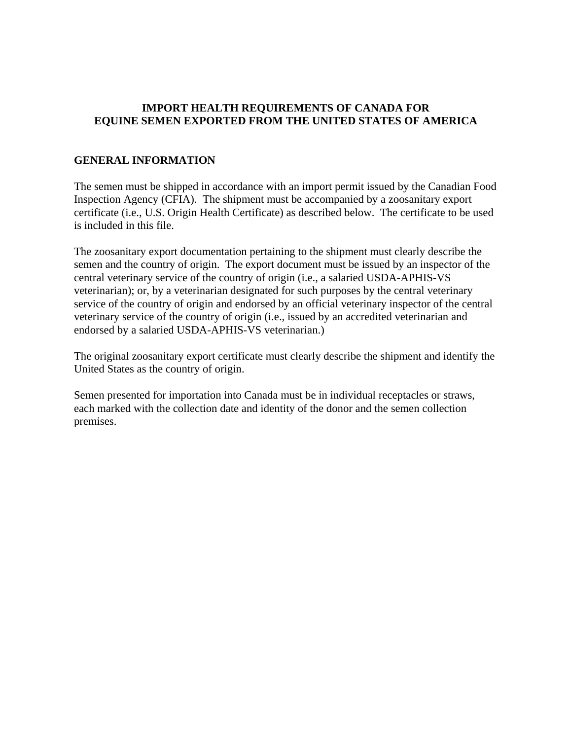# IMPORT HEALTH REQUIREMENTS OF CANADA FOR EQUINE SEMEN EXPORTED FROM THE UNITED STATES OF AMERICA

## GENERAL INFORMATION

The semen must be shipped in accordance with an import permit issued by the Canadian Food Inspection Agency (CFIA). The shipment must be accompanied by a zoosanitary export certificate (i.e., U.S. Origin Health Certificate) as described below. The certificate to be used is included in this file.

The zoosanitary export documentation pertaining to the shipment must clearly describe the semen and the country of origin. The export document must be issued by an inspector of the central veterinary service of the country of origin (i.e., a salaried USDA-APHIS-VS veterinarian); or, by a veterinarian designated for such purposes by the central veterinary service of the country of origin and endorsed by an official veterinary inspector of the central veterinary service of the country of origin (i.e., issued by an accredited veterinarian and endorsed by a salaried USDA-APHIS-VS veterinarian.)

The original zoosanitary export certificate must clearly describe the shipment and identify the United States as the country of origin.

Semen presented for importation into Canada must be in individual receptacles or straws, each marked with the collection date and identity of the donor and the semen collection premises.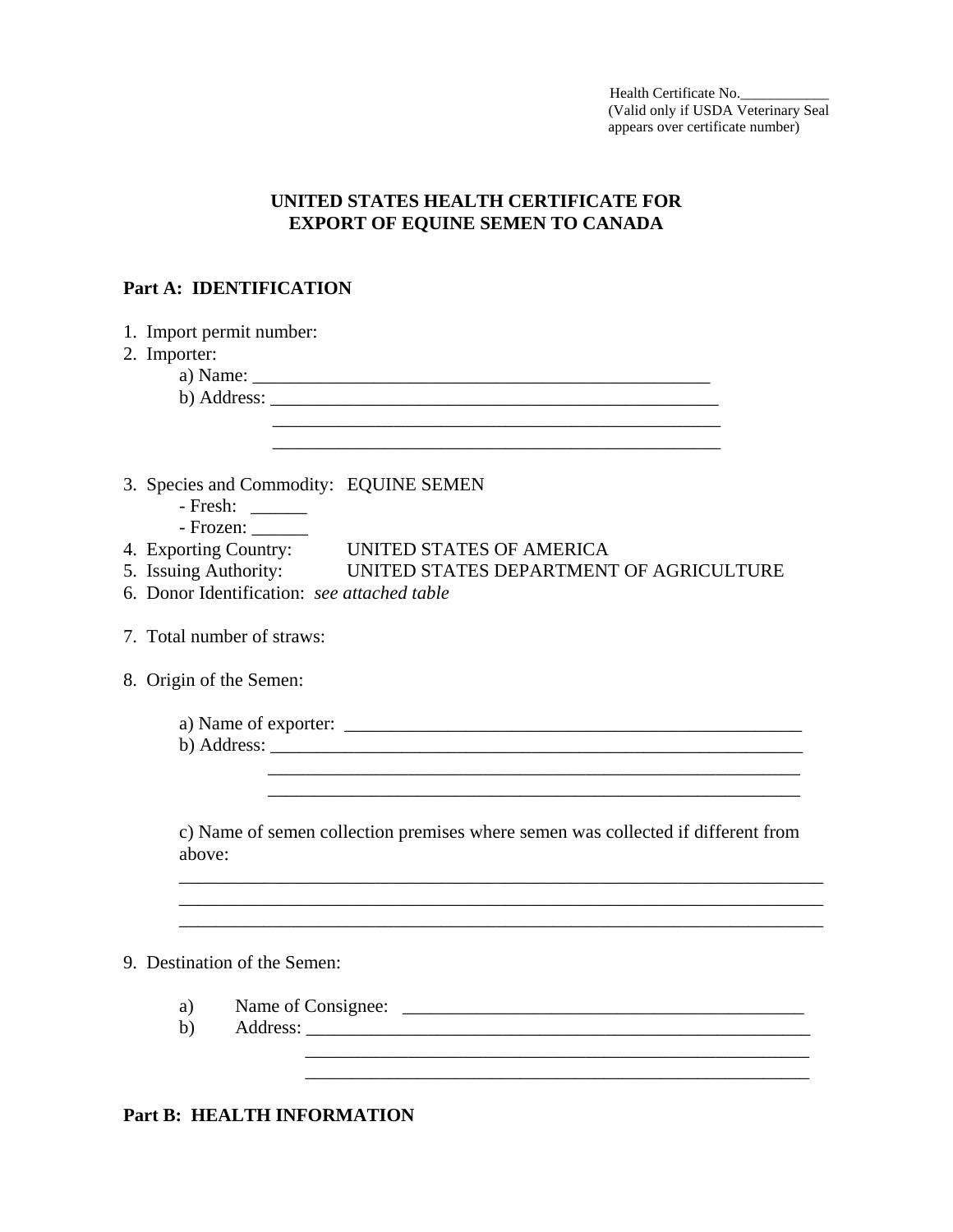Health Certificate No.____________
(Valid only if USDA Veterinary Seal appears over certificate number)

**UNITED STATES HEALTH CERTIFICATE FOR EXPORT OF EQUINE SEMEN TO CANADA**

## Part A: IDENTIFICATION

1. Import permit number:
2. Importer:
   a) Name: ____________________________________________________
   b) Address: ____________________________________________________
   ____________________________________________________
   ____________________________________________________
3. Species and Commodity: EQUINE SEMEN
   - Fresh: ______
   - Frozen: ______
4. Exporting Country: UNITED STATES OF AMERICA
5. Issuing Authority: UNITED STATES DEPARTMENT OF AGRICULTURE
6. Donor Identification: *see attached table*
7. Total number of straws:
8. Origin of the Semen:

   a) Name of exporter: ____________________________________________________
   b) Address: ____________________________________________________
   ____________________________________________________
   ____________________________________________________

   c) Name of semen collection premises where semen was collected if different from above:
   ________________________________________________________________________
   ________________________________________________________________________
   ________________________________________________________________________

9. Destination of the Semen:

   a) Name of Consignee: ____________________________________________
   b) Address: ____________________________________________________
   ____________________________________________________
   ____________________________________________________

## Part B: HEALTH INFORMATION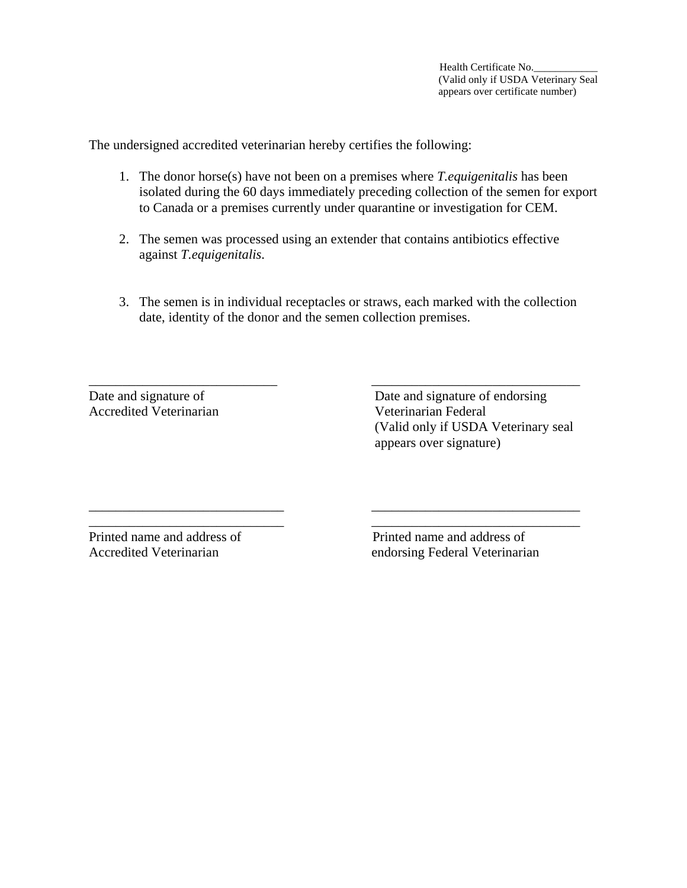Health Certificate No.____________
(Valid only if USDA Veterinary Seal appears over certificate number)

The undersigned accredited veterinarian hereby certifies the following:

1. The donor horse(s) have not been on a premises where *T.equigenitalis* has been isolated during the 60 days immediately preceding collection of the semen for export to Canada or a premises currently under quarantine or investigation for CEM.

2. The semen was processed using an extender that contains antibiotics effective against *T.equigenitalis*.

3. The semen is in individual receptacles or straws, each marked with the collection date, identity of the donor and the semen collection premises.

____________________________
Date and signature of Accredited Veterinarian

______________________________
Date and signature of endorsing Veterinarian Federal
(Valid only if USDA Veterinary seal appears over signature)

_____________________________
_____________________________
Printed name and address of Accredited Veterinarian

_______________________________
_______________________________
Printed name and address of endorsing Federal Veterinarian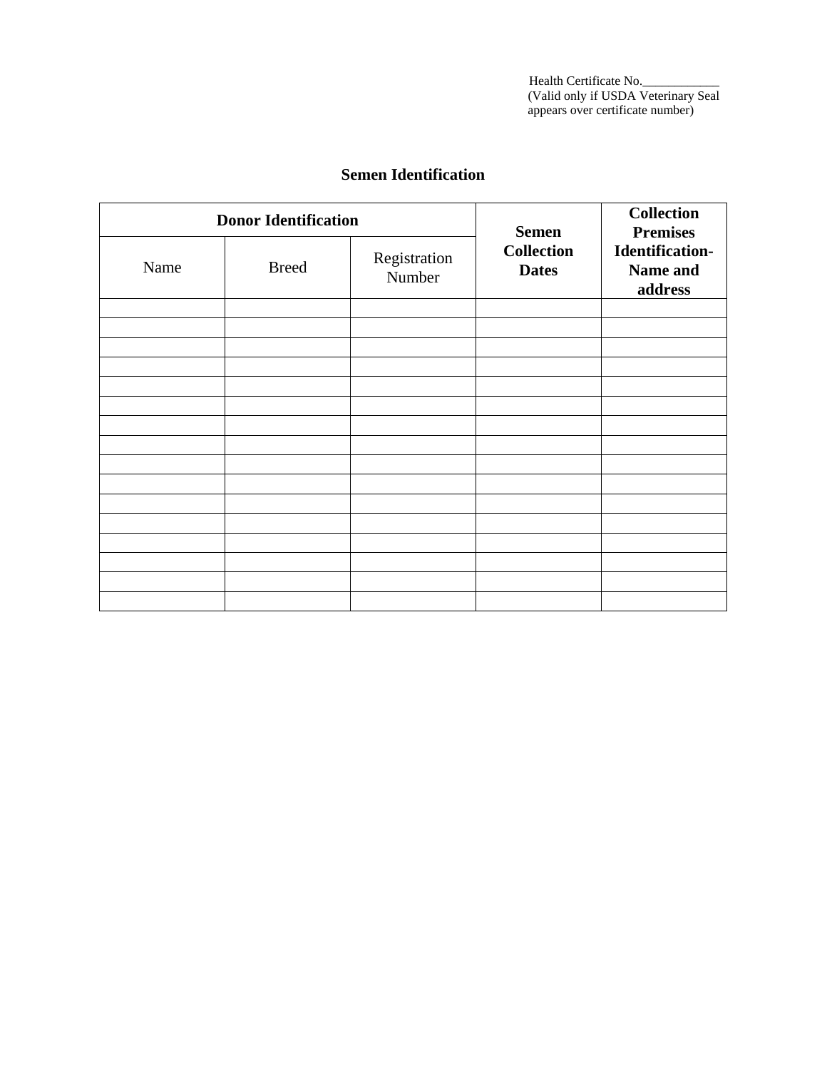Health Certificate No.____________
(Valid only if USDA Veterinary Seal appears over certificate number)

## Semen Identification

| Donor Identification | | | Semen Collection Dates | Collection Premises Identification- Name and address |
|---|---|---|---|---|
| Name | Breed | Registration Number | | |
| | | | | |
| | | | | |
| | | | | |
| | | | | |
| | | | | |
| | | | | |
| | | | | |
| | | | | |
| | | | | |
| | | | | |
| | | | | |
| | | | | |
| | | | | |
| | | | | |
| | | | | |
| | | | | |